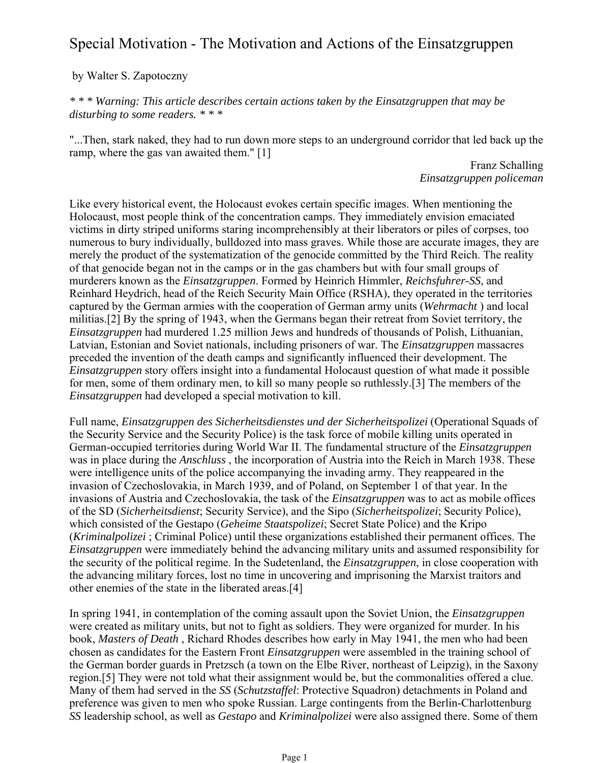# Special Motivation - The Motivation and Actions of the Einsatzgruppen

by Walter S. Zapotoczny

*\* \* \* Warning: This article describes certain actions taken by the Einsatzgruppen that may be disturbing to some readers. \* \* \**

"...Then, stark naked, they had to run down more steps to an underground corridor that led back up the ramp, where the gas van awaited them." [1]

Franz Schalling
*Einsatzgruppen policeman*

Like every historical event, the Holocaust evokes certain specific images. When mentioning the Holocaust, most people think of the concentration camps. They immediately envision emaciated victims in dirty striped uniforms staring incomprehensibly at their liberators or piles of corpses, too numerous to bury individually, bulldozed into mass graves. While those are accurate images, they are merely the product of the systematization of the genocide committed by the Third Reich. The reality of that genocide began not in the camps or in the gas chambers but with four small groups of murderers known as the *Einsatzgruppen*. Formed by Heinrich Himmler, *Reichsfuhrer-SS*, and Reinhard Heydrich, head of the Reich Security Main Office (RSHA), they operated in the territories captured by the German armies with the cooperation of German army units (*Wehrmacht* ) and local militias.[2] By the spring of 1943, when the Germans began their retreat from Soviet territory, the *Einsatzgruppen* had murdered 1.25 million Jews and hundreds of thousands of Polish, Lithuanian, Latvian, Estonian and Soviet nationals, including prisoners of war. The *Einsatzgruppen* massacres preceded the invention of the death camps and significantly influenced their development. The *Einsatzgruppen* story offers insight into a fundamental Holocaust question of what made it possible for men, some of them ordinary men, to kill so many people so ruthlessly.[3] The members of the *Einsatzgruppen* had developed a special motivation to kill.

Full name, *Einsatzgruppen des Sicherheitsdienstes und der Sicherheitspolizei* (Operational Squads of the Security Service and the Security Police) is the task force of mobile killing units operated in German-occupied territories during World War II. The fundamental structure of the *Einsatzgruppen* was in place during the *Anschluss* , the incorporation of Austria into the Reich in March 1938. These were intelligence units of the police accompanying the invading army. They reappeared in the invasion of Czechoslovakia, in March 1939, and of Poland, on September 1 of that year. In the invasions of Austria and Czechoslovakia, the task of the *Einsatzgruppen* was to act as mobile offices of the SD (*Sicherheitsdienst*; Security Service), and the Sipo (*Sicherheitspolizei*; Security Police), which consisted of the Gestapo (*Geheime Staatspolizei*; Secret State Police) and the Kripo (*Kriminalpolizei* ; Criminal Police) until these organizations established their permanent offices. The *Einsatzgruppen* were immediately behind the advancing military units and assumed responsibility for the security of the political regime. In the Sudetenland, the *Einsatzgruppen*, in close cooperation with the advancing military forces, lost no time in uncovering and imprisoning the Marxist traitors and other enemies of the state in the liberated areas.[4]

In spring 1941, in contemplation of the coming assault upon the Soviet Union, the *Einsatzgruppen* were created as military units, but not to fight as soldiers. They were organized for murder. In his book, *Masters of Death* , Richard Rhodes describes how early in May 1941, the men who had been chosen as candidates for the Eastern Front *Einsatzgruppen* were assembled in the training school of the German border guards in Pretzsch (a town on the Elbe River, northeast of Leipzig), in the Saxony region.[5] They were not told what their assignment would be, but the commonalities offered a clue. Many of them had served in the *SS* (*Schutzstaffel*: Protective Squadron) detachments in Poland and preference was given to men who spoke Russian. Large contingents from the Berlin-Charlottenburg *SS* leadership school, as well as *Gestapo* and *Kriminalpolizei* were also assigned there. Some of them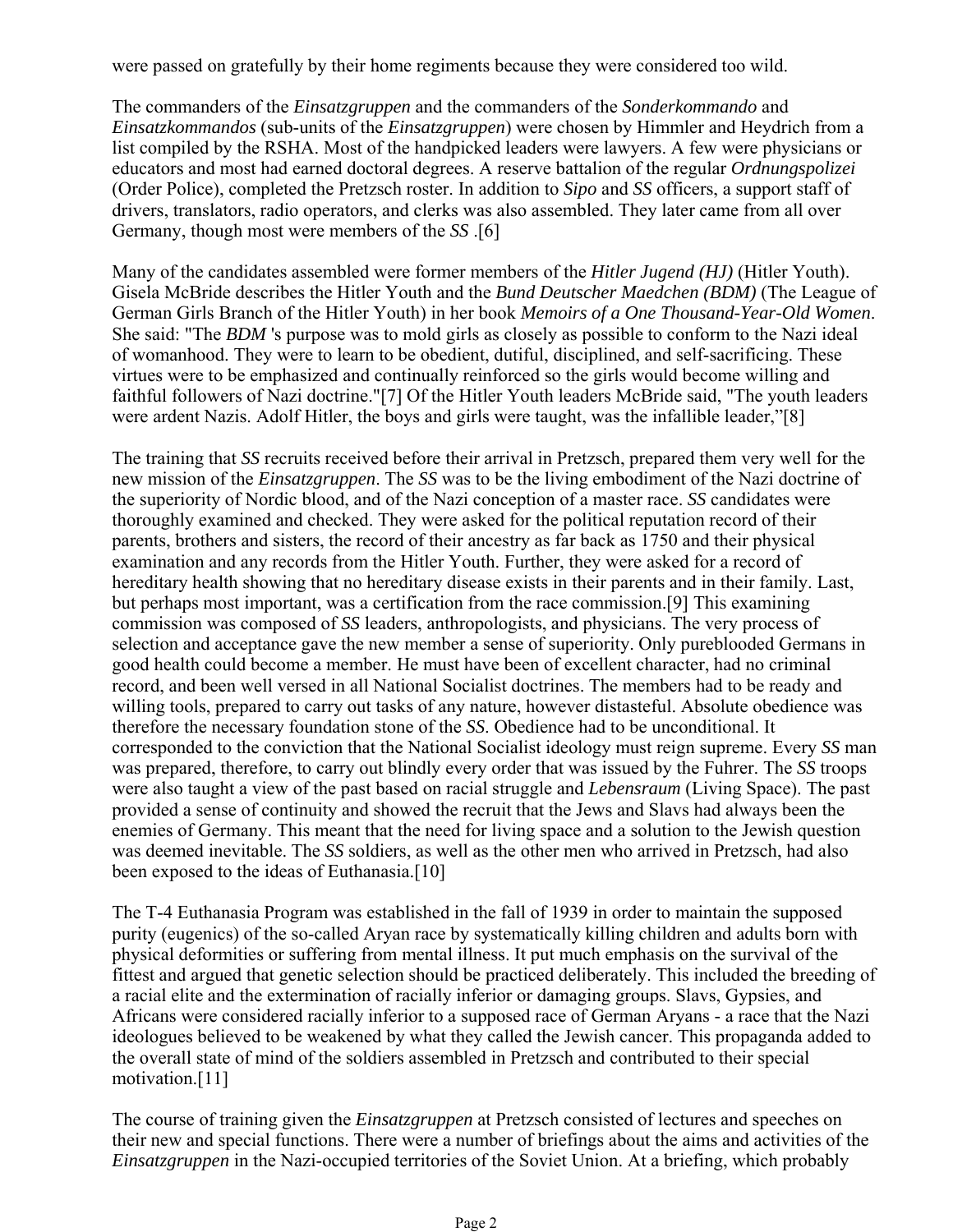were passed on gratefully by their home regiments because they were considered too wild.

The commanders of the *Einsatzgruppen* and the commanders of the *Sonderkommando* and *Einsatzkommandos* (sub-units of the *Einsatzgruppen*) were chosen by Himmler and Heydrich from a list compiled by the RSHA. Most of the handpicked leaders were lawyers. A few were physicians or educators and most had earned doctoral degrees. A reserve battalion of the regular *Ordnungspolizei* (Order Police), completed the Pretzsch roster. In addition to *Sipo* and *SS* officers, a support staff of drivers, translators, radio operators, and clerks was also assembled. They later came from all over Germany, though most were members of the *SS* .[6]

Many of the candidates assembled were former members of the *Hitler Jugend (HJ)* (Hitler Youth). Gisela McBride describes the Hitler Youth and the *Bund Deutscher Maedchen (BDM)* (The League of German Girls Branch of the Hitler Youth) in her book *Memoirs of a One Thousand-Year-Old Women*. She said: "The *BDM* 's purpose was to mold girls as closely as possible to conform to the Nazi ideal of womanhood. They were to learn to be obedient, dutiful, disciplined, and self-sacrificing. These virtues were to be emphasized and continually reinforced so the girls would become willing and faithful followers of Nazi doctrine."[7] Of the Hitler Youth leaders McBride said, "The youth leaders were ardent Nazis. Adolf Hitler, the boys and girls were taught, was the infallible leader,"[8]

The training that *SS* recruits received before their arrival in Pretzsch, prepared them very well for the new mission of the *Einsatzgruppen*. The *SS* was to be the living embodiment of the Nazi doctrine of the superiority of Nordic blood, and of the Nazi conception of a master race. *SS* candidates were thoroughly examined and checked. They were asked for the political reputation record of their parents, brothers and sisters, the record of their ancestry as far back as 1750 and their physical examination and any records from the Hitler Youth. Further, they were asked for a record of hereditary health showing that no hereditary disease exists in their parents and in their family. Last, but perhaps most important, was a certification from the race commission.[9] This examining commission was composed of *SS* leaders, anthropologists, and physicians. The very process of selection and acceptance gave the new member a sense of superiority. Only pureblooded Germans in good health could become a member. He must have been of excellent character, had no criminal record, and been well versed in all National Socialist doctrines. The members had to be ready and willing tools, prepared to carry out tasks of any nature, however distasteful. Absolute obedience was therefore the necessary foundation stone of the *SS*. Obedience had to be unconditional. It corresponded to the conviction that the National Socialist ideology must reign supreme. Every *SS* man was prepared, therefore, to carry out blindly every order that was issued by the Fuhrer. The *SS* troops were also taught a view of the past based on racial struggle and *Lebensraum* (Living Space). The past provided a sense of continuity and showed the recruit that the Jews and Slavs had always been the enemies of Germany. This meant that the need for living space and a solution to the Jewish question was deemed inevitable. The *SS* soldiers, as well as the other men who arrived in Pretzsch, had also been exposed to the ideas of Euthanasia.[10]

The T-4 Euthanasia Program was established in the fall of 1939 in order to maintain the supposed purity (eugenics) of the so-called Aryan race by systematically killing children and adults born with physical deformities or suffering from mental illness. It put much emphasis on the survival of the fittest and argued that genetic selection should be practiced deliberately. This included the breeding of a racial elite and the extermination of racially inferior or damaging groups. Slavs, Gypsies, and Africans were considered racially inferior to a supposed race of German Aryans - a race that the Nazi ideologues believed to be weakened by what they called the Jewish cancer. This propaganda added to the overall state of mind of the soldiers assembled in Pretzsch and contributed to their special motivation.[11]

The course of training given the *Einsatzgruppen* at Pretzsch consisted of lectures and speeches on their new and special functions. There were a number of briefings about the aims and activities of the *Einsatzgruppen* in the Nazi-occupied territories of the Soviet Union. At a briefing, which probably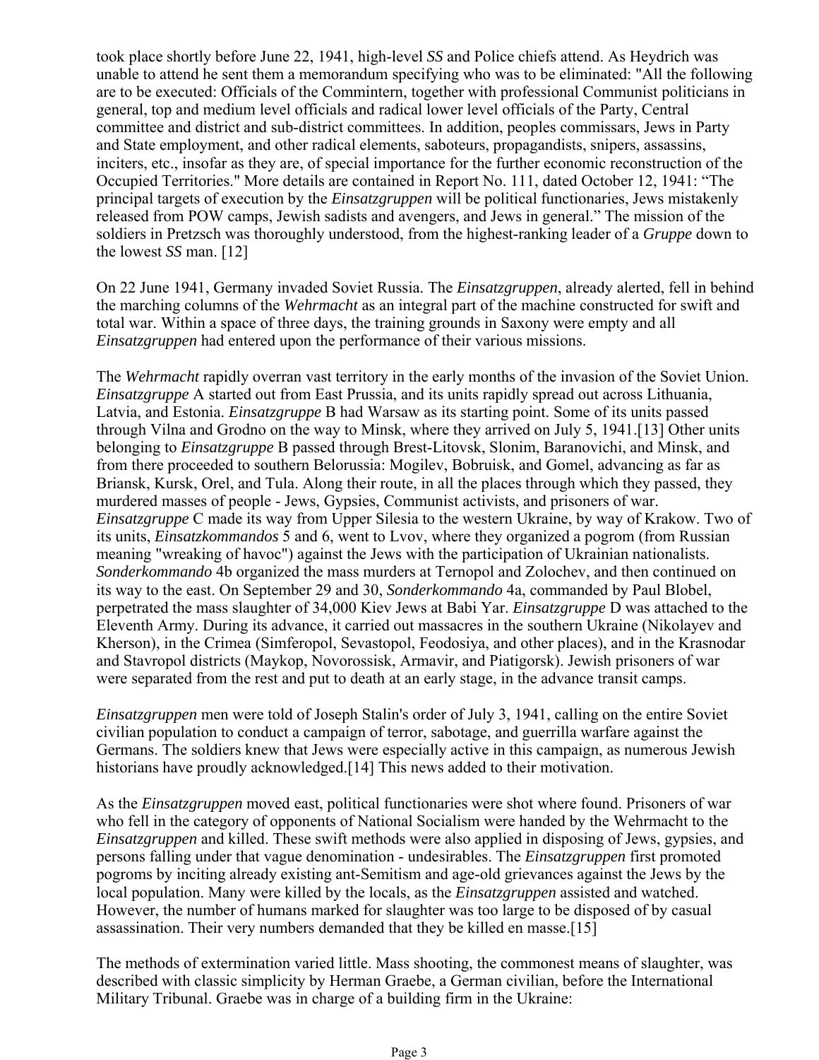took place shortly before June 22, 1941, high-level *SS* and Police chiefs attend. As Heydrich was unable to attend he sent them a memorandum specifying who was to be eliminated: "All the following are to be executed: Officials of the Commintern, together with professional Communist politicians in general, top and medium level officials and radical lower level officials of the Party, Central committee and district and sub-district committees. In addition, peoples commissars, Jews in Party and State employment, and other radical elements, saboteurs, propagandists, snipers, assassins, inciters, etc., insofar as they are, of special importance for the further economic reconstruction of the Occupied Territories." More details are contained in Report No. 111, dated October 12, 1941: "The principal targets of execution by the *Einsatzgruppen* will be political functionaries, Jews mistakenly released from POW camps, Jewish sadists and avengers, and Jews in general." The mission of the soldiers in Pretzsch was thoroughly understood, from the highest-ranking leader of a *Gruppe* down to the lowest *SS* man. [12]

On 22 June 1941, Germany invaded Soviet Russia. The *Einsatzgruppen*, already alerted, fell in behind the marching columns of the *Wehrmacht* as an integral part of the machine constructed for swift and total war. Within a space of three days, the training grounds in Saxony were empty and all *Einsatzgruppen* had entered upon the performance of their various missions.

The *Wehrmacht* rapidly overran vast territory in the early months of the invasion of the Soviet Union. *Einsatzgruppe* A started out from East Prussia, and its units rapidly spread out across Lithuania, Latvia, and Estonia. *Einsatzgruppe* B had Warsaw as its starting point. Some of its units passed through Vilna and Grodno on the way to Minsk, where they arrived on July 5, 1941.[13] Other units belonging to *Einsatzgruppe* B passed through Brest-Litovsk, Slonim, Baranovichi, and Minsk, and from there proceeded to southern Belorussia: Mogilev, Bobruisk, and Gomel, advancing as far as Briansk, Kursk, Orel, and Tula. Along their route, in all the places through which they passed, they murdered masses of people - Jews, Gypsies, Communist activists, and prisoners of war. *Einsatzgruppe* C made its way from Upper Silesia to the western Ukraine, by way of Krakow. Two of its units, *Einsatzkommandos* 5 and 6, went to Lvov, where they organized a pogrom (from Russian meaning "wreaking of havoc") against the Jews with the participation of Ukrainian nationalists. *Sonderkommando* 4b organized the mass murders at Ternopol and Zolochev, and then continued on its way to the east. On September 29 and 30, *Sonderkommando* 4a, commanded by Paul Blobel, perpetrated the mass slaughter of 34,000 Kiev Jews at Babi Yar. *Einsatzgruppe* D was attached to the Eleventh Army. During its advance, it carried out massacres in the southern Ukraine (Nikolayev and Kherson), in the Crimea (Simferopol, Sevastopol, Feodosiya, and other places), and in the Krasnodar and Stavropol districts (Maykop, Novorossisk, Armavir, and Piatigorsk). Jewish prisoners of war were separated from the rest and put to death at an early stage, in the advance transit camps.

*Einsatzgruppen* men were told of Joseph Stalin's order of July 3, 1941, calling on the entire Soviet civilian population to conduct a campaign of terror, sabotage, and guerrilla warfare against the Germans. The soldiers knew that Jews were especially active in this campaign, as numerous Jewish historians have proudly acknowledged.[14] This news added to their motivation.

As the *Einsatzgruppen* moved east, political functionaries were shot where found. Prisoners of war who fell in the category of opponents of National Socialism were handed by the Wehrmacht to the *Einsatzgruppen* and killed. These swift methods were also applied in disposing of Jews, gypsies, and persons falling under that vague denomination - undesirables. The *Einsatzgruppen* first promoted pogroms by inciting already existing ant-Semitism and age-old grievances against the Jews by the local population. Many were killed by the locals, as the *Einsatzgruppen* assisted and watched. However, the number of humans marked for slaughter was too large to be disposed of by casual assassination. Their very numbers demanded that they be killed en masse.[15]

The methods of extermination varied little. Mass shooting, the commonest means of slaughter, was described with classic simplicity by Herman Graebe, a German civilian, before the International Military Tribunal. Graebe was in charge of a building firm in the Ukraine: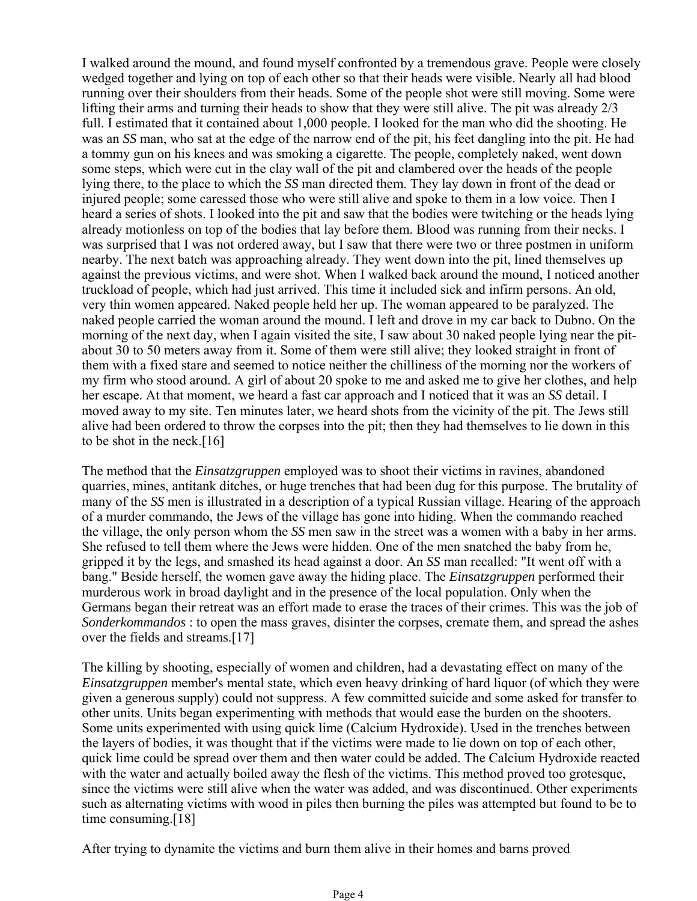I walked around the mound, and found myself confronted by a tremendous grave. People were closely wedged together and lying on top of each other so that their heads were visible. Nearly all had blood running over their shoulders from their heads. Some of the people shot were still moving. Some were lifting their arms and turning their heads to show that they were still alive. The pit was already 2/3 full. I estimated that it contained about 1,000 people. I looked for the man who did the shooting. He was an *SS* man, who sat at the edge of the narrow end of the pit, his feet dangling into the pit. He had a tommy gun on his knees and was smoking a cigarette. The people, completely naked, went down some steps, which were cut in the clay wall of the pit and clambered over the heads of the people lying there, to the place to which the *SS* man directed them. They lay down in front of the dead or injured people; some caressed those who were still alive and spoke to them in a low voice. Then I heard a series of shots. I looked into the pit and saw that the bodies were twitching or the heads lying already motionless on top of the bodies that lay before them. Blood was running from their necks. I was surprised that I was not ordered away, but I saw that there were two or three postmen in uniform nearby. The next batch was approaching already. They went down into the pit, lined themselves up against the previous victims, and were shot. When I walked back around the mound, I noticed another truckload of people, which had just arrived. This time it included sick and infirm persons. An old, very thin women appeared. Naked people held her up. The woman appeared to be paralyzed. The naked people carried the woman around the mound. I left and drove in my car back to Dubno. On the morning of the next day, when I again visited the site, I saw about 30 naked people lying near the pit- about 30 to 50 meters away from it. Some of them were still alive; they looked straight in front of them with a fixed stare and seemed to notice neither the chilliness of the morning nor the workers of my firm who stood around. A girl of about 20 spoke to me and asked me to give her clothes, and help her escape. At that moment, we heard a fast car approach and I noticed that it was an *SS* detail. I moved away to my site. Ten minutes later, we heard shots from the vicinity of the pit. The Jews still alive had been ordered to throw the corpses into the pit; then they had themselves to lie down in this to be shot in the neck.[16]

The method that the *Einsatzgruppen* employed was to shoot their victims in ravines, abandoned quarries, mines, antitank ditches, or huge trenches that had been dug for this purpose. The brutality of many of the *SS* men is illustrated in a description of a typical Russian village. Hearing of the approach of a murder commando, the Jews of the village has gone into hiding. When the commando reached the village, the only person whom the *SS* men saw in the street was a women with a baby in her arms. She refused to tell them where the Jews were hidden. One of the men snatched the baby from he, gripped it by the legs, and smashed its head against a door. An *SS* man recalled: "It went off with a bang." Beside herself, the women gave away the hiding place. The *Einsatzgruppen* performed their murderous work in broad daylight and in the presence of the local population. Only when the Germans began their retreat was an effort made to erase the traces of their crimes. This was the job of *Sonderkommandos* : to open the mass graves, disinter the corpses, cremate them, and spread the ashes over the fields and streams.[17]

The killing by shooting, especially of women and children, had a devastating effect on many of the *Einsatzgruppen* member's mental state, which even heavy drinking of hard liquor (of which they were given a generous supply) could not suppress. A few committed suicide and some asked for transfer to other units. Units began experimenting with methods that would ease the burden on the shooters. Some units experimented with using quick lime (Calcium Hydroxide). Used in the trenches between the layers of bodies, it was thought that if the victims were made to lie down on top of each other, quick lime could be spread over them and then water could be added. The Calcium Hydroxide reacted with the water and actually boiled away the flesh of the victims. This method proved too grotesque, since the victims were still alive when the water was added, and was discontinued. Other experiments such as alternating victims with wood in piles then burning the piles was attempted but found to be to time consuming.[18]

After trying to dynamite the victims and burn them alive in their homes and barns proved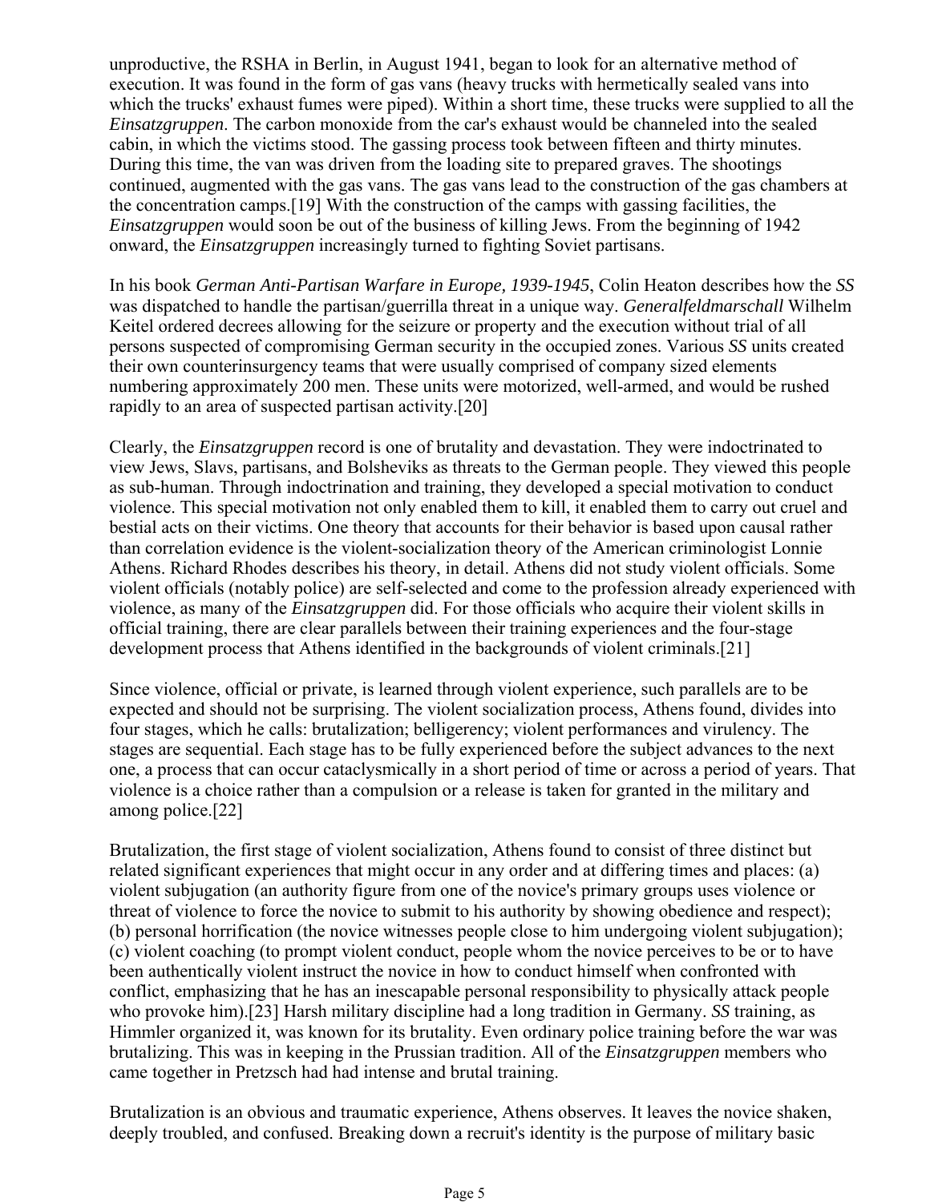unproductive, the RSHA in Berlin, in August 1941, began to look for an alternative method of execution. It was found in the form of gas vans (heavy trucks with hermetically sealed vans into which the trucks' exhaust fumes were piped). Within a short time, these trucks were supplied to all the *Einsatzgruppen*. The carbon monoxide from the car's exhaust would be channeled into the sealed cabin, in which the victims stood. The gassing process took between fifteen and thirty minutes. During this time, the van was driven from the loading site to prepared graves. The shootings continued, augmented with the gas vans. The gas vans lead to the construction of the gas chambers at the concentration camps.[19] With the construction of the camps with gassing facilities, the *Einsatzgruppen* would soon be out of the business of killing Jews. From the beginning of 1942 onward, the *Einsatzgruppen* increasingly turned to fighting Soviet partisans.

In his book *German Anti-Partisan Warfare in Europe, 1939-1945*, Colin Heaton describes how the *SS* was dispatched to handle the partisan/guerrilla threat in a unique way. *Generalfeldmarschall* Wilhelm Keitel ordered decrees allowing for the seizure or property and the execution without trial of all persons suspected of compromising German security in the occupied zones. Various *SS* units created their own counterinsurgency teams that were usually comprised of company sized elements numbering approximately 200 men. These units were motorized, well-armed, and would be rushed rapidly to an area of suspected partisan activity.[20]

Clearly, the *Einsatzgruppen* record is one of brutality and devastation. They were indoctrinated to view Jews, Slavs, partisans, and Bolsheviks as threats to the German people. They viewed this people as sub-human. Through indoctrination and training, they developed a special motivation to conduct violence. This special motivation not only enabled them to kill, it enabled them to carry out cruel and bestial acts on their victims. One theory that accounts for their behavior is based upon causal rather than correlation evidence is the violent-socialization theory of the American criminologist Lonnie Athens. Richard Rhodes describes his theory, in detail. Athens did not study violent officials. Some violent officials (notably police) are self-selected and come to the profession already experienced with violence, as many of the *Einsatzgruppen* did. For those officials who acquire their violent skills in official training, there are clear parallels between their training experiences and the four-stage development process that Athens identified in the backgrounds of violent criminals.[21]

Since violence, official or private, is learned through violent experience, such parallels are to be expected and should not be surprising. The violent socialization process, Athens found, divides into four stages, which he calls: brutalization; belligerency; violent performances and virulency. The stages are sequential. Each stage has to be fully experienced before the subject advances to the next one, a process that can occur cataclysmically in a short period of time or across a period of years. That violence is a choice rather than a compulsion or a release is taken for granted in the military and among police.[22]

Brutalization, the first stage of violent socialization, Athens found to consist of three distinct but related significant experiences that might occur in any order and at differing times and places: (a) violent subjugation (an authority figure from one of the novice's primary groups uses violence or threat of violence to force the novice to submit to his authority by showing obedience and respect); (b) personal horrification (the novice witnesses people close to him undergoing violent subjugation); (c) violent coaching (to prompt violent conduct, people whom the novice perceives to be or to have been authentically violent instruct the novice in how to conduct himself when confronted with conflict, emphasizing that he has an inescapable personal responsibility to physically attack people who provoke him).[23] Harsh military discipline had a long tradition in Germany. *SS* training, as Himmler organized it, was known for its brutality. Even ordinary police training before the war was brutalizing. This was in keeping in the Prussian tradition. All of the *Einsatzgruppen* members who came together in Pretzsch had had intense and brutal training.

Brutalization is an obvious and traumatic experience, Athens observes. It leaves the novice shaken, deeply troubled, and confused. Breaking down a recruit's identity is the purpose of military basic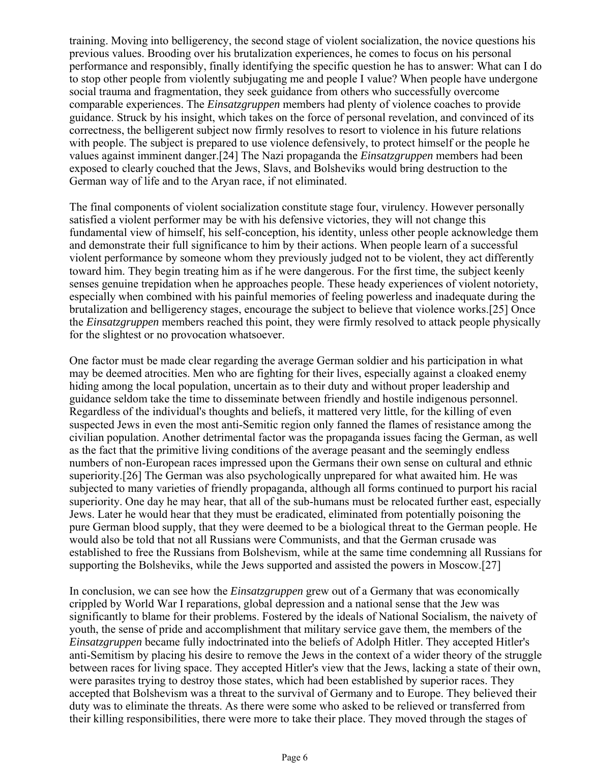training. Moving into belligerency, the second stage of violent socialization, the novice questions his previous values. Brooding over his brutalization experiences, he comes to focus on his personal performance and responsibly, finally identifying the specific question he has to answer: What can I do to stop other people from violently subjugating me and people I value? When people have undergone social trauma and fragmentation, they seek guidance from others who successfully overcome comparable experiences. The *Einsatzgruppen* members had plenty of violence coaches to provide guidance. Struck by his insight, which takes on the force of personal revelation, and convinced of its correctness, the belligerent subject now firmly resolves to resort to violence in his future relations with people. The subject is prepared to use violence defensively, to protect himself or the people he values against imminent danger.[24] The Nazi propaganda the *Einsatzgruppen* members had been exposed to clearly couched that the Jews, Slavs, and Bolsheviks would bring destruction to the German way of life and to the Aryan race, if not eliminated.

The final components of violent socialization constitute stage four, virulency. However personally satisfied a violent performer may be with his defensive victories, they will not change this fundamental view of himself, his self-conception, his identity, unless other people acknowledge them and demonstrate their full significance to him by their actions. When people learn of a successful violent performance by someone whom they previously judged not to be violent, they act differently toward him. They begin treating him as if he were dangerous. For the first time, the subject keenly senses genuine trepidation when he approaches people. These heady experiences of violent notoriety, especially when combined with his painful memories of feeling powerless and inadequate during the brutalization and belligerency stages, encourage the subject to believe that violence works.[25] Once the *Einsatzgruppen* members reached this point, they were firmly resolved to attack people physically for the slightest or no provocation whatsoever.

One factor must be made clear regarding the average German soldier and his participation in what may be deemed atrocities. Men who are fighting for their lives, especially against a cloaked enemy hiding among the local population, uncertain as to their duty and without proper leadership and guidance seldom take the time to disseminate between friendly and hostile indigenous personnel. Regardless of the individual's thoughts and beliefs, it mattered very little, for the killing of even suspected Jews in even the most anti-Semitic region only fanned the flames of resistance among the civilian population. Another detrimental factor was the propaganda issues facing the German, as well as the fact that the primitive living conditions of the average peasant and the seemingly endless numbers of non-European races impressed upon the Germans their own sense on cultural and ethnic superiority.[26] The German was also psychologically unprepared for what awaited him. He was subjected to many varieties of friendly propaganda, although all forms continued to purport his racial superiority. One day he may hear, that all of the sub-humans must be relocated further east, especially Jews. Later he would hear that they must be eradicated, eliminated from potentially poisoning the pure German blood supply, that they were deemed to be a biological threat to the German people. He would also be told that not all Russians were Communists, and that the German crusade was established to free the Russians from Bolshevism, while at the same time condemning all Russians for supporting the Bolsheviks, while the Jews supported and assisted the powers in Moscow.[27]

In conclusion, we can see how the *Einsatzgruppen* grew out of a Germany that was economically crippled by World War I reparations, global depression and a national sense that the Jew was significantly to blame for their problems. Fostered by the ideals of National Socialism, the naivety of youth, the sense of pride and accomplishment that military service gave them, the members of the *Einsatzgruppen* became fully indoctrinated into the beliefs of Adolph Hitler. They accepted Hitler's anti-Semitism by placing his desire to remove the Jews in the context of a wider theory of the struggle between races for living space. They accepted Hitler's view that the Jews, lacking a state of their own, were parasites trying to destroy those states, which had been established by superior races. They accepted that Bolshevism was a threat to the survival of Germany and to Europe. They believed their duty was to eliminate the threats. As there were some who asked to be relieved or transferred from their killing responsibilities, there were more to take their place. They moved through the stages of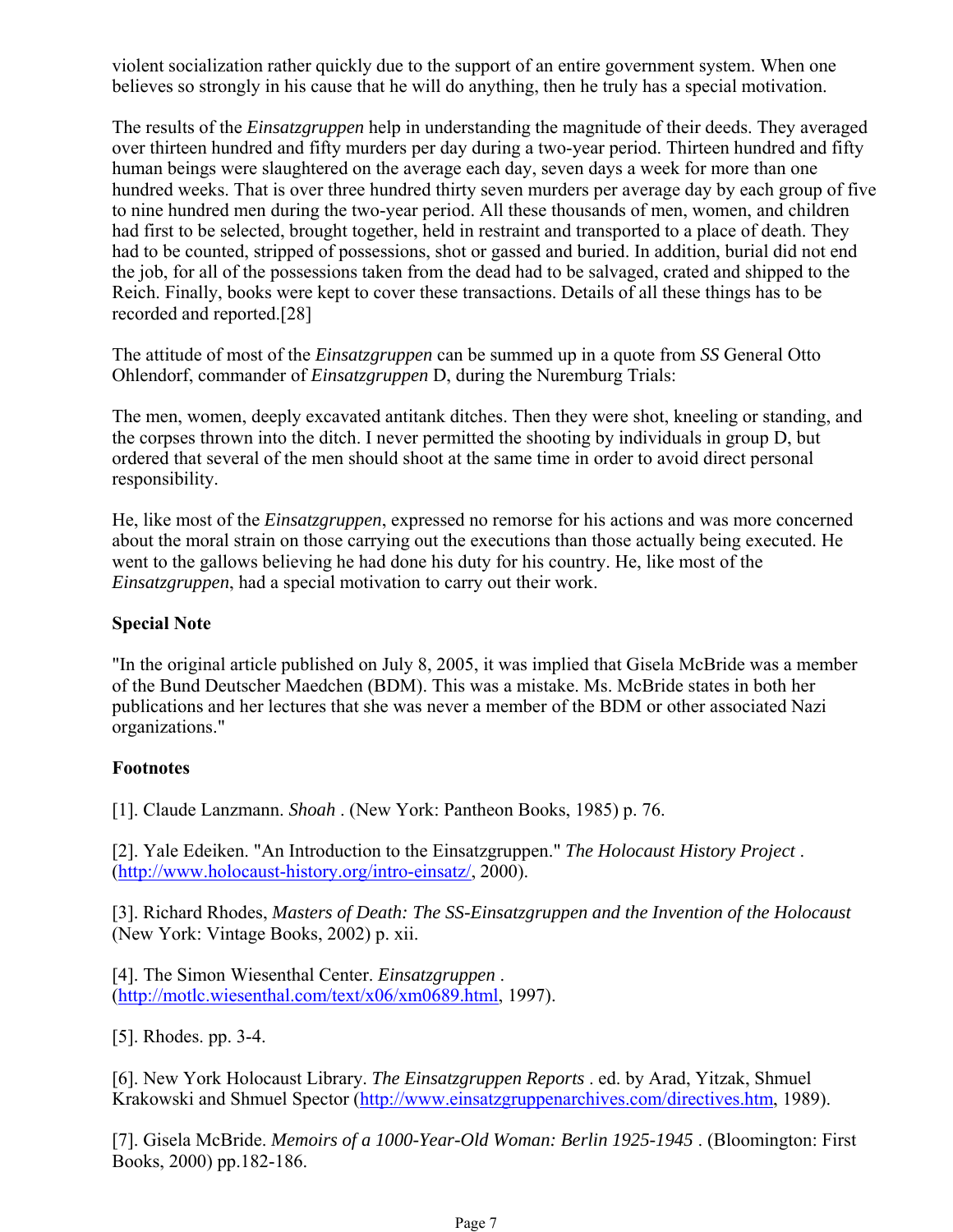violent socialization rather quickly due to the support of an entire government system. When one believes so strongly in his cause that he will do anything, then he truly has a special motivation.

The results of the *Einsatzgruppen* help in understanding the magnitude of their deeds. They averaged over thirteen hundred and fifty murders per day during a two-year period. Thirteen hundred and fifty human beings were slaughtered on the average each day, seven days a week for more than one hundred weeks. That is over three hundred thirty seven murders per average day by each group of five to nine hundred men during the two-year period. All these thousands of men, women, and children had first to be selected, brought together, held in restraint and transported to a place of death. They had to be counted, stripped of possessions, shot or gassed and buried. In addition, burial did not end the job, for all of the possessions taken from the dead had to be salvaged, crated and shipped to the Reich. Finally, books were kept to cover these transactions. Details of all these things has to be recorded and reported.[28]

The attitude of most of the *Einsatzgruppen* can be summed up in a quote from *SS* General Otto Ohlendorf, commander of *Einsatzgruppen* D, during the Nuremburg Trials:

The men, women, deeply excavated antitank ditches. Then they were shot, kneeling or standing, and the corpses thrown into the ditch. I never permitted the shooting by individuals in group D, but ordered that several of the men should shoot at the same time in order to avoid direct personal responsibility.

He, like most of the *Einsatzgruppen*, expressed no remorse for his actions and was more concerned about the moral strain on those carrying out the executions than those actually being executed. He went to the gallows believing he had done his duty for his country. He, like most of the *Einsatzgruppen*, had a special motivation to carry out their work.

**Special Note**

"In the original article published on July 8, 2005, it was implied that Gisela McBride was a member of the Bund Deutscher Maedchen (BDM). This was a mistake. Ms. McBride states in both her publications and her lectures that she was never a member of the BDM or other associated Nazi organizations."

**Footnotes**

[1]. Claude Lanzmann. *Shoah* . (New York: Pantheon Books, 1985) p. 76.

[2]. Yale Edeiken. "An Introduction to the Einsatzgruppen." *The Holocaust History Project* . (http://www.holocaust-history.org/intro-einsatz/, 2000).

[3]. Richard Rhodes, *Masters of Death: The SS-Einsatzgruppen and the Invention of the Holocaust* (New York: Vintage Books, 2002) p. xii.

[4]. The Simon Wiesenthal Center. *Einsatzgruppen* . (http://motlc.wiesenthal.com/text/x06/xm0689.html, 1997).

[5]. Rhodes. pp. 3-4.

[6]. New York Holocaust Library. *The Einsatzgruppen Reports* . ed. by Arad, Yitzak, Shmuel Krakowski and Shmuel Spector (http://www.einsatzgruppenarchives.com/directives.htm, 1989).

[7]. Gisela McBride. *Memoirs of a 1000-Year-Old Woman: Berlin 1925-1945* . (Bloomington: First Books, 2000) pp.182-186.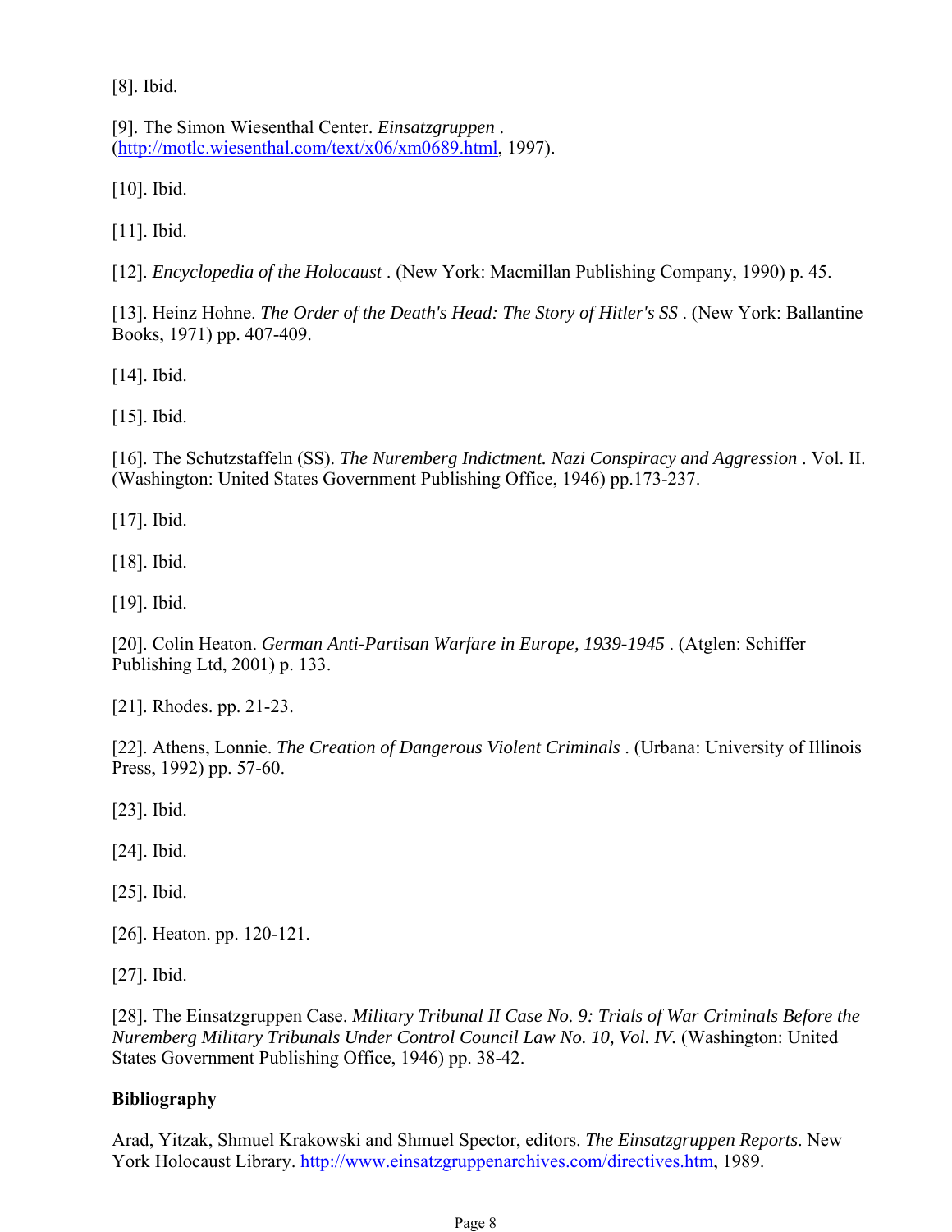[8]. Ibid.

[9]. The Simon Wiesenthal Center. *Einsatzgruppen* . (http://motlc.wiesenthal.com/text/x06/xm0689.html, 1997).

[10]. Ibid.

[11]. Ibid.

[12]. *Encyclopedia of the Holocaust* . (New York: Macmillan Publishing Company, 1990) p. 45.

[13]. Heinz Hohne. *The Order of the Death's Head: The Story of Hitler's SS* . (New York: Ballantine Books, 1971) pp. 407-409.

[14]. Ibid.

[15]. Ibid.

[16]. The Schutzstaffeln (SS). *The Nuremberg Indictment. Nazi Conspiracy and Aggression* . Vol. II. (Washington: United States Government Publishing Office, 1946) pp.173-237.

[17]. Ibid.

[18]. Ibid.

[19]. Ibid.

[20]. Colin Heaton. *German Anti-Partisan Warfare in Europe, 1939-1945* . (Atglen: Schiffer Publishing Ltd, 2001) p. 133.

[21]. Rhodes. pp. 21-23.

[22]. Athens, Lonnie. *The Creation of Dangerous Violent Criminals* . (Urbana: University of Illinois Press, 1992) pp. 57-60.

[23]. Ibid.

[24]. Ibid.

[25]. Ibid.

[26]. Heaton. pp. 120-121.

[27]. Ibid.

[28]. The Einsatzgruppen Case. *Military Tribunal II Case No. 9: Trials of War Criminals Before the Nuremberg Military Tribunals Under Control Council Law No. 10, Vol. IV.* (Washington: United States Government Publishing Office, 1946) pp. 38-42.

**Bibliography**

Arad, Yitzak, Shmuel Krakowski and Shmuel Spector, editors. *The Einsatzgruppen Reports*. New York Holocaust Library. http://www.einsatzgruppenarchives.com/directives.htm, 1989.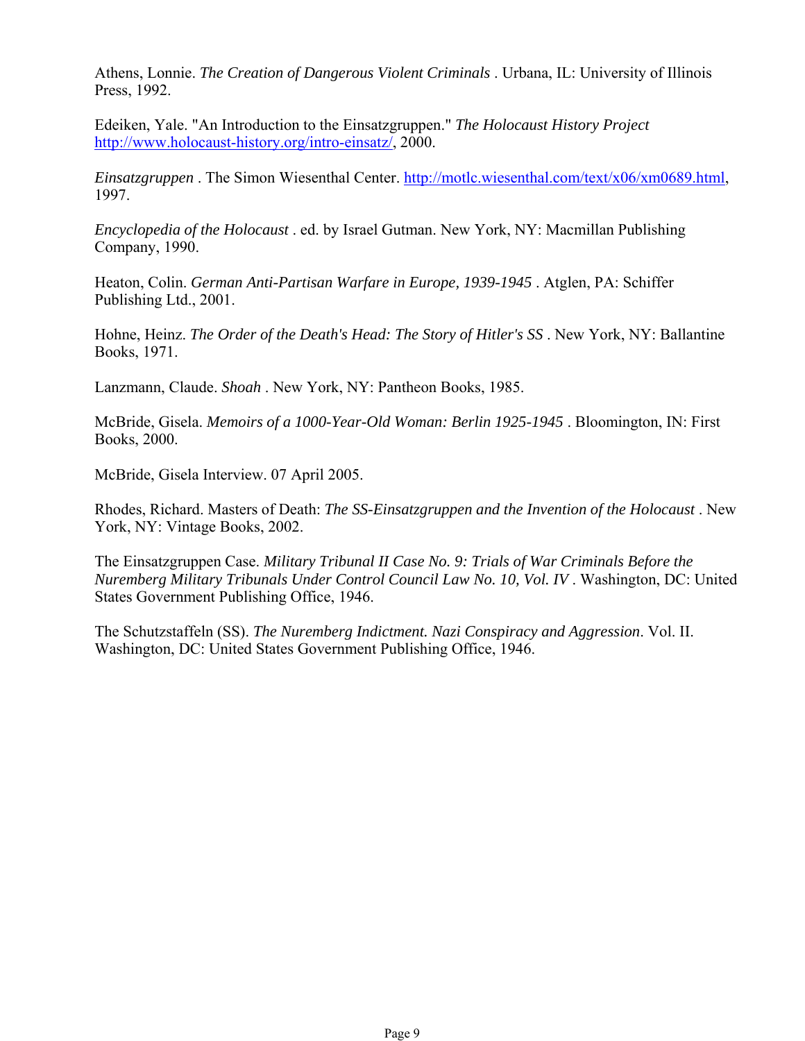Athens, Lonnie. *The Creation of Dangerous Violent Criminals* . Urbana, IL: University of Illinois Press, 1992.

Edeiken, Yale. "An Introduction to the Einsatzgruppen." *The Holocaust History Project* http://www.holocaust-history.org/intro-einsatz/, 2000.

*Einsatzgruppen* . The Simon Wiesenthal Center. http://motlc.wiesenthal.com/text/x06/xm0689.html, 1997.

*Encyclopedia of the Holocaust* . ed. by Israel Gutman. New York, NY: Macmillan Publishing Company, 1990.

Heaton, Colin. *German Anti-Partisan Warfare in Europe, 1939-1945* . Atglen, PA: Schiffer Publishing Ltd., 2001.

Hohne, Heinz. *The Order of the Death's Head: The Story of Hitler's SS* . New York, NY: Ballantine Books, 1971.

Lanzmann, Claude. *Shoah* . New York, NY: Pantheon Books, 1985.

McBride, Gisela. *Memoirs of a 1000-Year-Old Woman: Berlin 1925-1945* . Bloomington, IN: First Books, 2000.

McBride, Gisela Interview. 07 April 2005.

Rhodes, Richard. Masters of Death: *The SS-Einsatzgruppen and the Invention of the Holocaust* . New York, NY: Vintage Books, 2002.

The Einsatzgruppen Case. *Military Tribunal II Case No. 9: Trials of War Criminals Before the Nuremberg Military Tribunals Under Control Council Law No. 10, Vol. IV* . Washington, DC: United States Government Publishing Office, 1946.

The Schutzstaffeln (SS). *The Nuremberg Indictment. Nazi Conspiracy and Aggression*. Vol. II. Washington, DC: United States Government Publishing Office, 1946.